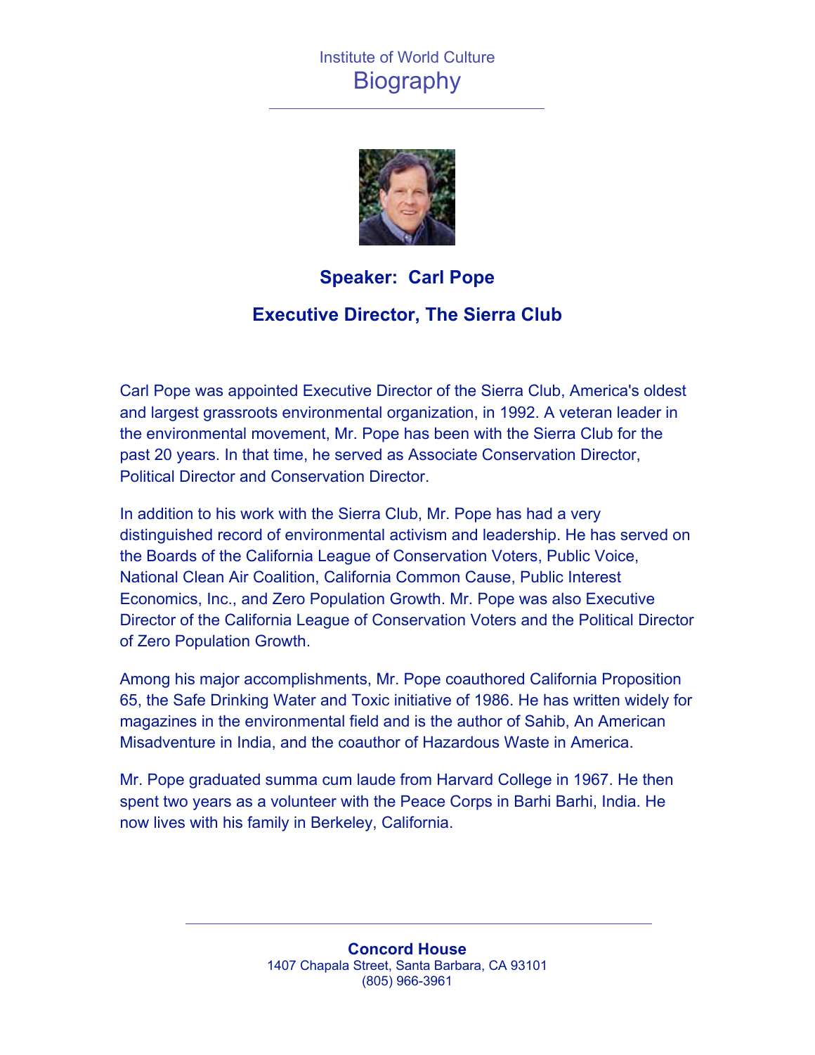Institute of World Culture

# Biography

## Speaker: Carl Pope

## Executive Director, The Sierra Club

Carl Pope was appointed Executive Director of the Sierra Club, America's oldest and largest grassroots environmental organization, in 1992. A veteran leader in the environmental movement, Mr. Pope has been with the Sierra Club for the past 20 years. In that time, he served as Associate Conservation Director, Political Director and Conservation Director.

In addition to his work with the Sierra Club, Mr. Pope has had a very distinguished record of environmental activism and leadership. He has served on the Boards of the California League of Conservation Voters, Public Voice, National Clean Air Coalition, California Common Cause, Public Interest Economics, Inc., and Zero Population Growth. Mr. Pope was also Executive Director of the California League of Conservation Voters and the Political Director of Zero Population Growth.

Among his major accomplishments, Mr. Pope coauthored California Proposition 65, the Safe Drinking Water and Toxic initiative of 1986. He has written widely for magazines in the environmental field and is the author of Sahib, An American Misadventure in India, and the coauthor of Hazardous Waste in America.

Mr. Pope graduated summa cum laude from Harvard College in 1967. He then spent two years as a volunteer with the Peace Corps in Barhi Barhi, India. He now lives with his family in Berkeley, California.

**Concord House**
1407 Chapala Street, Santa Barbara, CA 93101
(805) 966-3961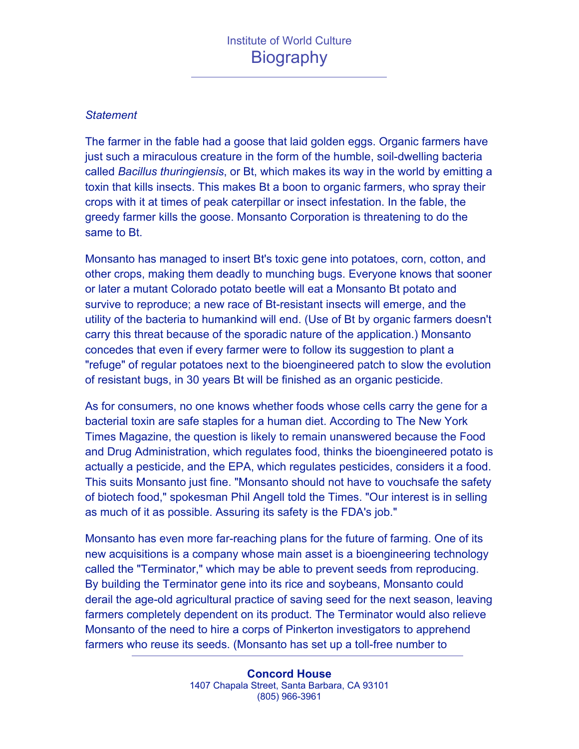*Statement*

The farmer in the fable had a goose that laid golden eggs. Organic farmers have just such a miraculous creature in the form of the humble, soil-dwelling bacteria called *Bacillus thuringiensis*, or Bt, which makes its way in the world by emitting a toxin that kills insects. This makes Bt a boon to organic farmers, who spray their crops with it at times of peak caterpillar or insect infestation. In the fable, the greedy farmer kills the goose. Monsanto Corporation is threatening to do the same to Bt.

Monsanto has managed to insert Bt's toxic gene into potatoes, corn, cotton, and other crops, making them deadly to munching bugs. Everyone knows that sooner or later a mutant Colorado potato beetle will eat a Monsanto Bt potato and survive to reproduce; a new race of Bt-resistant insects will emerge, and the utility of the bacteria to humankind will end. (Use of Bt by organic farmers doesn't carry this threat because of the sporadic nature of the application.) Monsanto concedes that even if every farmer were to follow its suggestion to plant a "refuge" of regular potatoes next to the bioengineered patch to slow the evolution of resistant bugs, in 30 years Bt will be finished as an organic pesticide.

As for consumers, no one knows whether foods whose cells carry the gene for a bacterial toxin are safe staples for a human diet. According to The New York Times Magazine, the question is likely to remain unanswered because the Food and Drug Administration, which regulates food, thinks the bioengineered potato is actually a pesticide, and the EPA, which regulates pesticides, considers it a food. This suits Monsanto just fine. "Monsanto should not have to vouchsafe the safety of biotech food," spokesman Phil Angell told the Times. "Our interest is in selling as much of it as possible. Assuring its safety is the FDA's job."

Monsanto has even more far-reaching plans for the future of farming. One of its new acquisitions is a company whose main asset is a bioengineering technology called the "Terminator," which may be able to prevent seeds from reproducing. By building the Terminator gene into its rice and soybeans, Monsanto could derail the age-old agricultural practice of saving seed for the next season, leaving farmers completely dependent on its product. The Terminator would also relieve Monsanto of the need to hire a corps of Pinkerton investigators to apprehend farmers who reuse its seeds. (Monsanto has set up a toll-free number to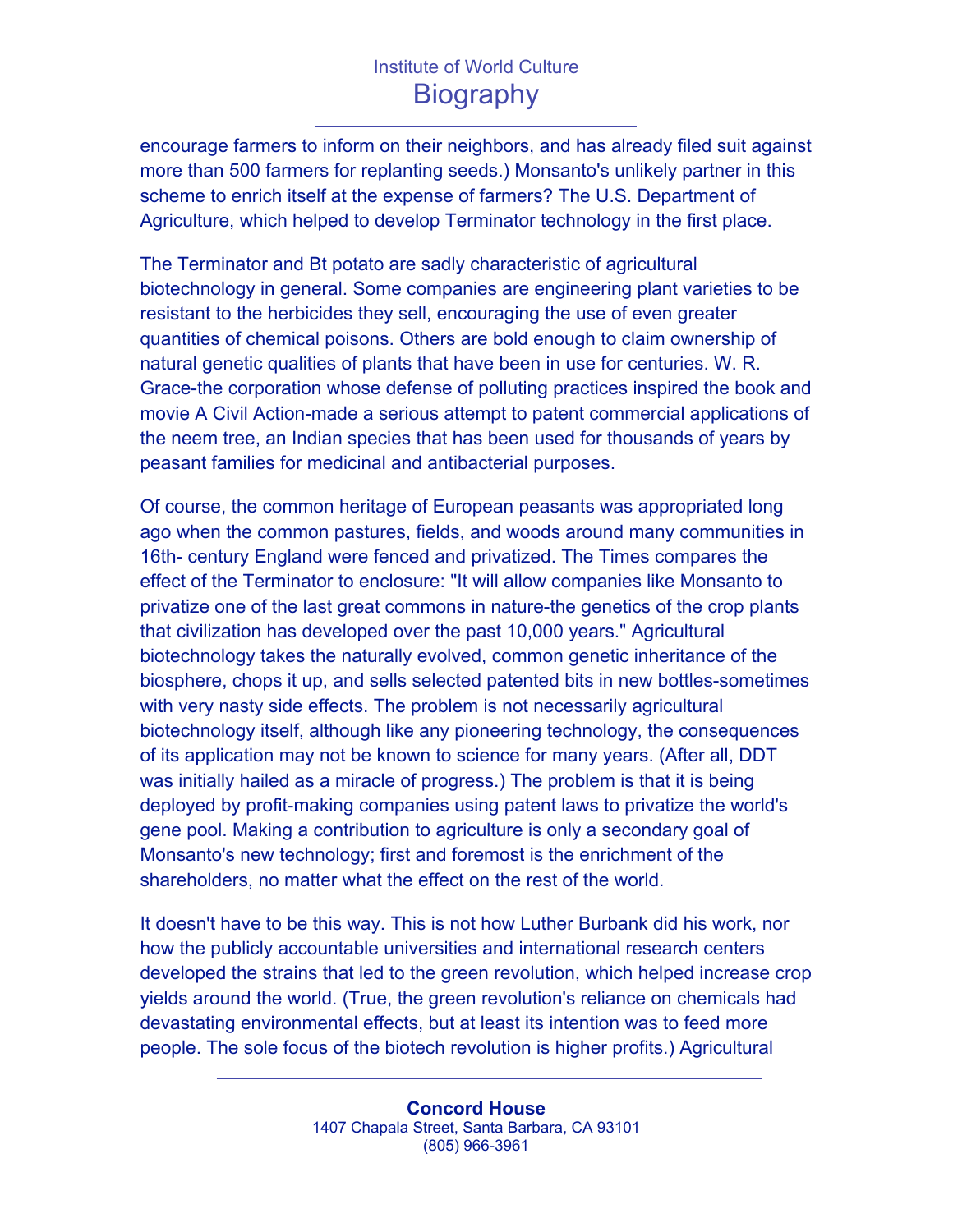encourage farmers to inform on their neighbors, and has already filed suit against more than 500 farmers for replanting seeds.) Monsanto's unlikely partner in this scheme to enrich itself at the expense of farmers? The U.S. Department of Agriculture, which helped to develop Terminator technology in the first place.

The Terminator and Bt potato are sadly characteristic of agricultural biotechnology in general. Some companies are engineering plant varieties to be resistant to the herbicides they sell, encouraging the use of even greater quantities of chemical poisons. Others are bold enough to claim ownership of natural genetic qualities of plants that have been in use for centuries. W. R. Grace-the corporation whose defense of polluting practices inspired the book and movie A Civil Action-made a serious attempt to patent commercial applications of the neem tree, an Indian species that has been used for thousands of years by peasant families for medicinal and antibacterial purposes.

Of course, the common heritage of European peasants was appropriated long ago when the common pastures, fields, and woods around many communities in 16th- century England were fenced and privatized. The Times compares the effect of the Terminator to enclosure: "It will allow companies like Monsanto to privatize one of the last great commons in nature-the genetics of the crop plants that civilization has developed over the past 10,000 years." Agricultural biotechnology takes the naturally evolved, common genetic inheritance of the biosphere, chops it up, and sells selected patented bits in new bottles-sometimes with very nasty side effects. The problem is not necessarily agricultural biotechnology itself, although like any pioneering technology, the consequences of its application may not be known to science for many years. (After all, DDT was initially hailed as a miracle of progress.) The problem is that it is being deployed by profit-making companies using patent laws to privatize the world's gene pool. Making a contribution to agriculture is only a secondary goal of Monsanto's new technology; first and foremost is the enrichment of the shareholders, no matter what the effect on the rest of the world.

It doesn't have to be this way. This is not how Luther Burbank did his work, nor how the publicly accountable universities and international research centers developed the strains that led to the green revolution, which helped increase crop yields around the world. (True, the green revolution's reliance on chemicals had devastating environmental effects, but at least its intention was to feed more people. The sole focus of the biotech revolution is higher profits.) Agricultural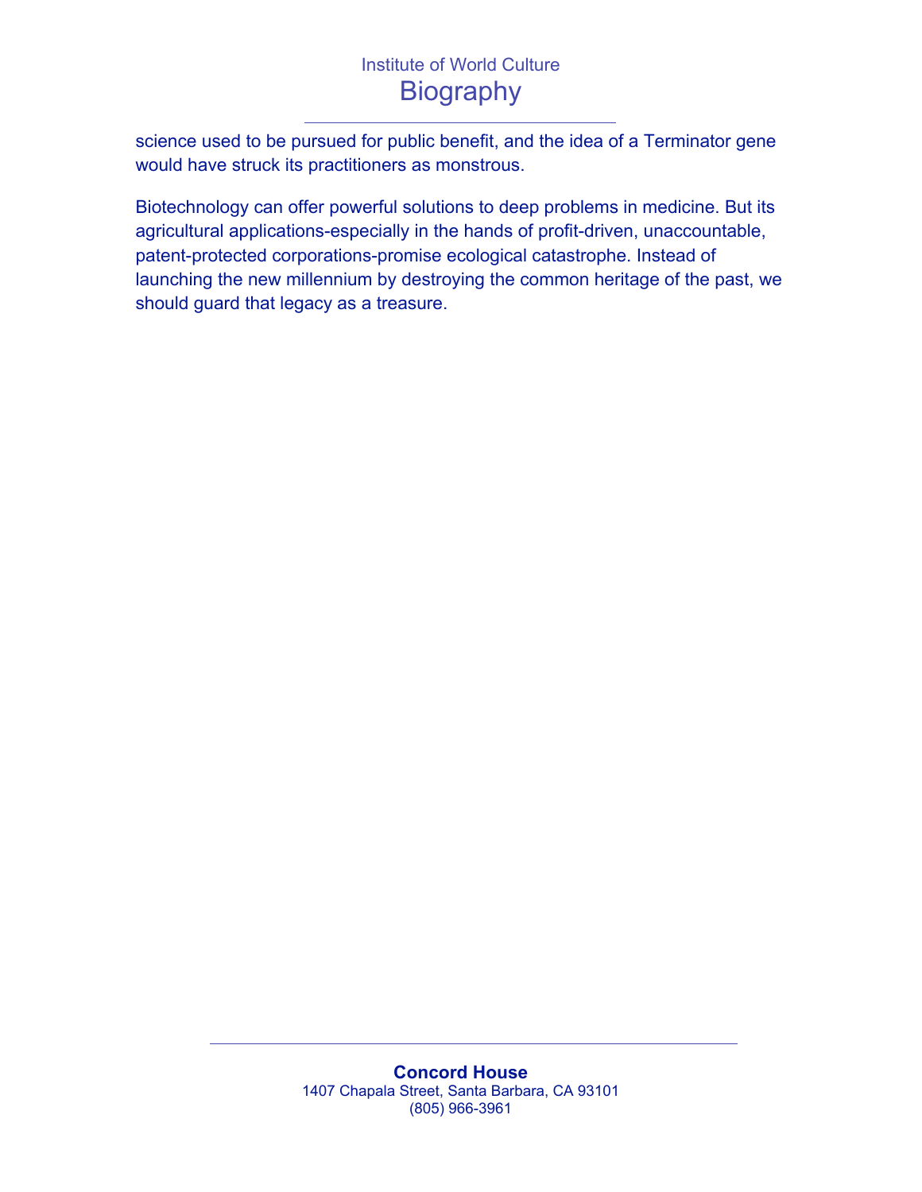science used to be pursued for public benefit, and the idea of a Terminator gene would have struck its practitioners as monstrous.

Biotechnology can offer powerful solutions to deep problems in medicine. But its agricultural applications-especially in the hands of profit-driven, unaccountable, patent-protected corporations-promise ecological catastrophe. Instead of launching the new millennium by destroying the common heritage of the past, we should guard that legacy as a treasure.